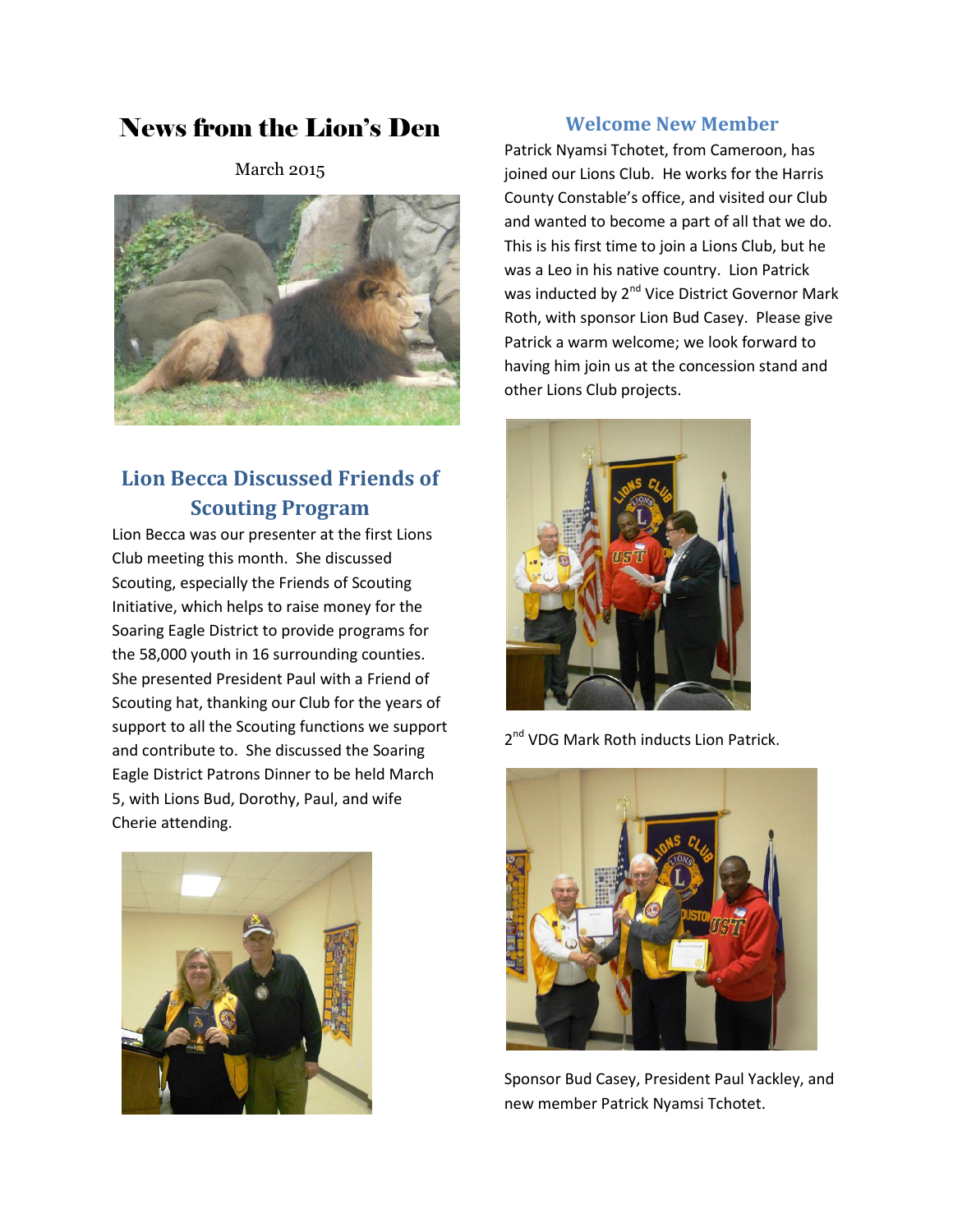# News from the Lion's Den

March 2015

## Lion Becca Discussed Friends of Scouting Program

Lion Becca was our presenter at the first Lions Club meeting this month. She discussed Scouting, especially the Friends of Scouting Initiative, which helps to raise money for the Soaring Eagle District to provide programs for the 58,000 youth in 16 surrounding counties. She presented President Paul with a Friend of Scouting hat, thanking our Club for the years of support to all the Scouting functions we support and contribute to. She discussed the Soaring Eagle District Patrons Dinner to be held March 5, with Lions Bud, Dorothy, Paul, and wife Cherie attending.

## Welcome New Member

Patrick Nyamsi Tchotet, from Cameroon, has joined our Lions Club. He works for the Harris County Constable's office, and visited our Club and wanted to become a part of all that we do. This is his first time to join a Lions Club, but he was a Leo in his native country. Lion Patrick was inducted by 2nd Vice District Governor Mark Roth, with sponsor Lion Bud Casey. Please give Patrick a warm welcome; we look forward to having him join us at the concession stand and other Lions Club projects.

2nd VDG Mark Roth inducts Lion Patrick.

Sponsor Bud Casey, President Paul Yackley, and new member Patrick Nyamsi Tchotet.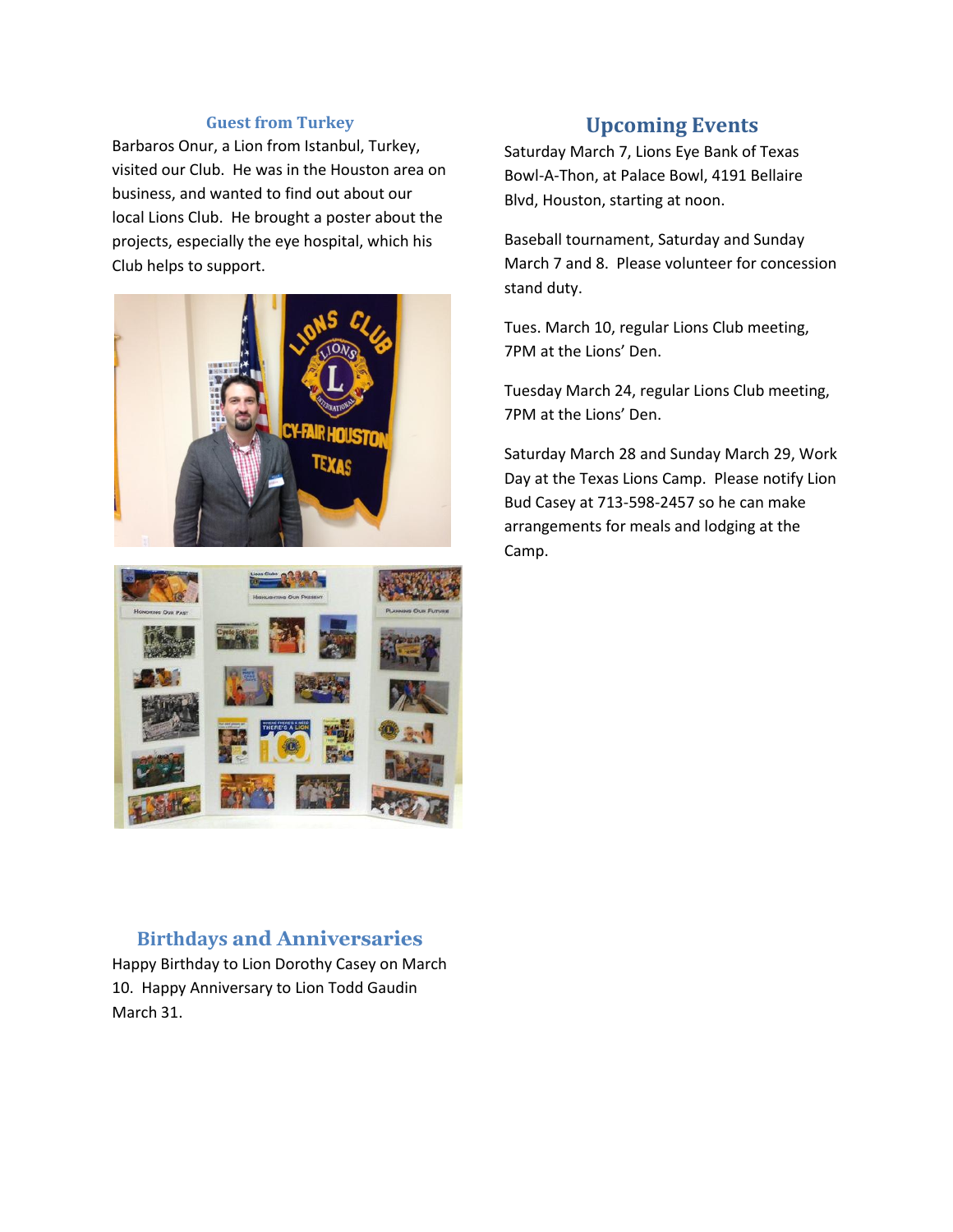## Guest from Turkey

Barbaros Onur, a Lion from Istanbul, Turkey, visited our Club. He was in the Houston area on business, and wanted to find out about our local Lions Club. He brought a poster about the projects, especially the eye hospital, which his Club helps to support.

## Birthdays and Anniversaries

Happy Birthday to Lion Dorothy Casey on March 10. Happy Anniversary to Lion Todd Gaudin March 31.

## Upcoming Events

Saturday March 7, Lions Eye Bank of Texas Bowl-A-Thon, at Palace Bowl, 4191 Bellaire Blvd, Houston, starting at noon.

Baseball tournament, Saturday and Sunday March 7 and 8. Please volunteer for concession stand duty.

Tues. March 10, regular Lions Club meeting, 7PM at the Lions' Den.

Tuesday March 24, regular Lions Club meeting, 7PM at the Lions' Den.

Saturday March 28 and Sunday March 29, Work Day at the Texas Lions Camp. Please notify Lion Bud Casey at 713-598-2457 so he can make arrangements for meals and lodging at the Camp.